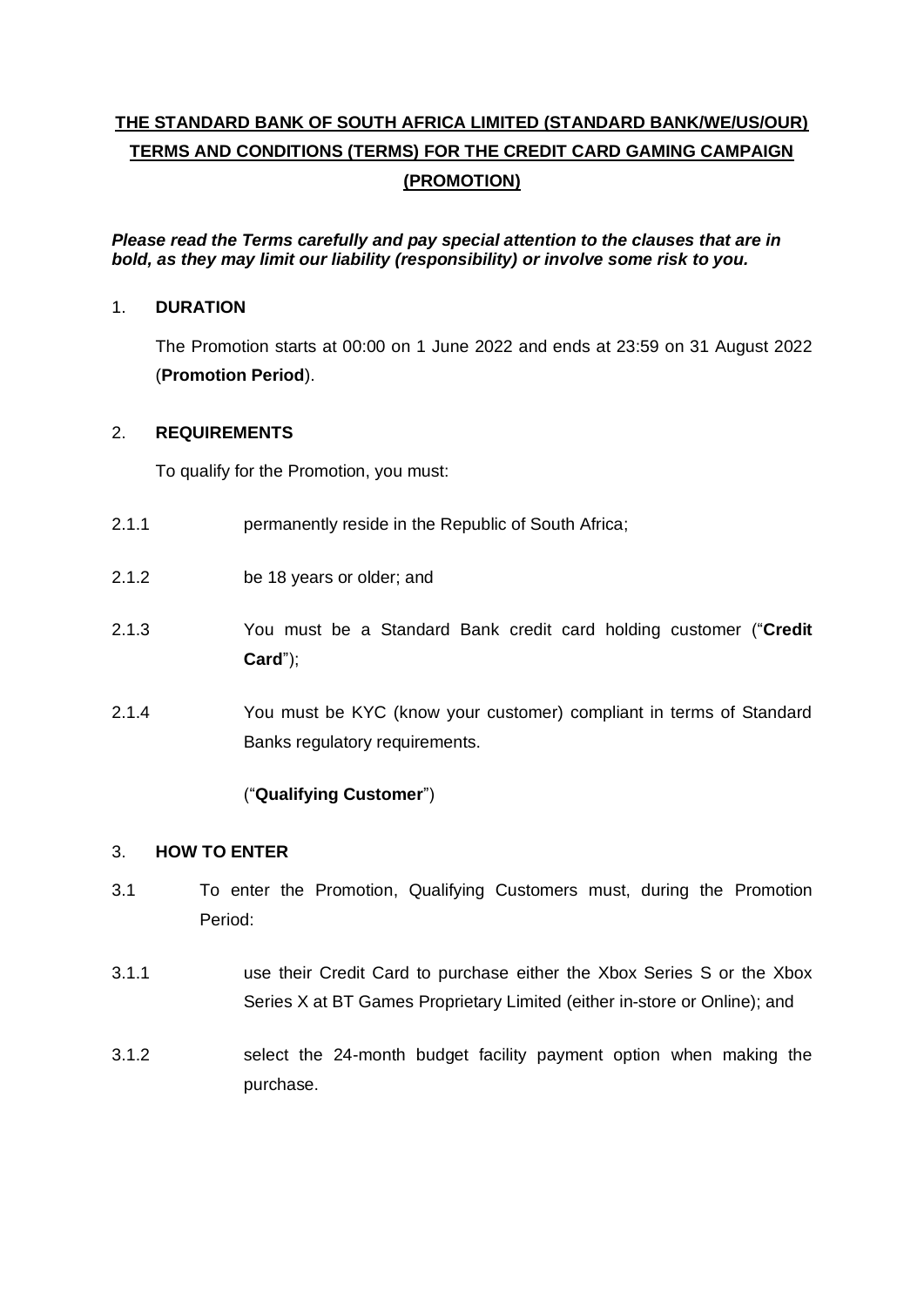# THE STANDARD BANK OF SOUTH AFRICA LIMITED (STANDARD BANK/WE/US/OUR) TERMS AND CONDITIONS (TERMS) FOR THE CREDIT CARD GAMING CAMPAIGN (PROMOTION)

***Please read the Terms carefully and pay special attention to the clauses that are in bold, as they may limit our liability (responsibility) or involve some risk to you.***

## 1. DURATION

The Promotion starts at 00:00 on 1 June 2022 and ends at 23:59 on 31 August 2022 (**Promotion Period**).

## 2. REQUIREMENTS

To qualify for the Promotion, you must:

2.1.1 permanently reside in the Republic of South Africa;

2.1.2 be 18 years or older; and

2.1.3 You must be a Standard Bank credit card holding customer ("**Credit Card**");

2.1.4 You must be KYC (know your customer) compliant in terms of Standard Banks regulatory requirements.

("**Qualifying Customer**")

## 3. HOW TO ENTER

3.1 To enter the Promotion, Qualifying Customers must, during the Promotion Period:

3.1.1 use their Credit Card to purchase either the Xbox Series S or the Xbox Series X at BT Games Proprietary Limited (either in-store or Online); and

3.1.2 select the 24-month budget facility payment option when making the purchase.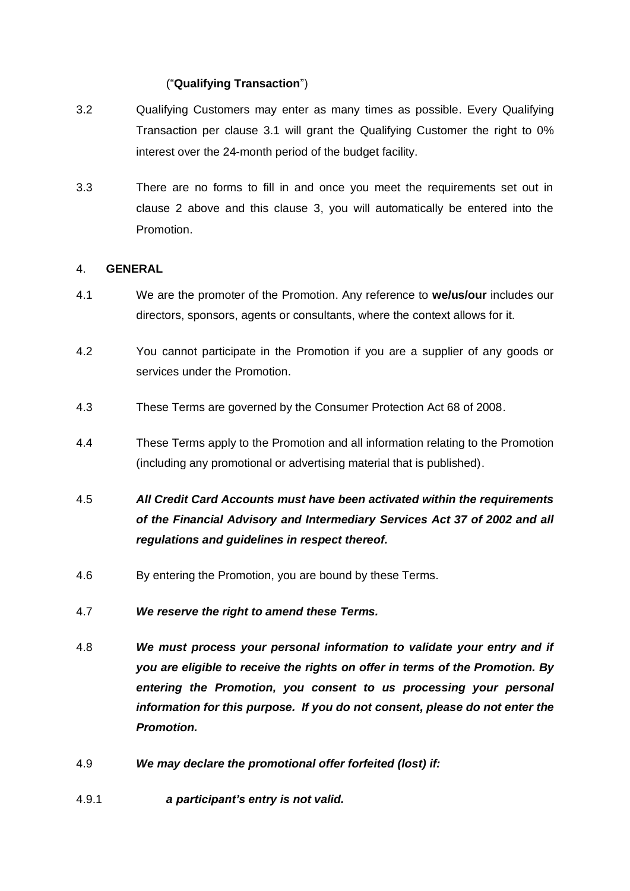("**Qualifying Transaction**")

3.2 Qualifying Customers may enter as many times as possible. Every Qualifying Transaction per clause 3.1 will grant the Qualifying Customer the right to 0% interest over the 24-month period of the budget facility.

3.3 There are no forms to fill in and once you meet the requirements set out in clause 2 above and this clause 3, you will automatically be entered into the Promotion.

4. **GENERAL**

4.1 We are the promoter of the Promotion. Any reference to **we/us/our** includes our directors, sponsors, agents or consultants, where the context allows for it.

4.2 You cannot participate in the Promotion if you are a supplier of any goods or services under the Promotion.

4.3 These Terms are governed by the Consumer Protection Act 68 of 2008.

4.4 These Terms apply to the Promotion and all information relating to the Promotion (including any promotional or advertising material that is published).

4.5 ***All Credit Card Accounts must have been activated within the requirements of the Financial Advisory and Intermediary Services Act 37 of 2002 and all regulations and guidelines in respect thereof.***

4.6 By entering the Promotion, you are bound by these Terms.

4.7 ***We reserve the right to amend these Terms.***

4.8 ***We must process your personal information to validate your entry and if you are eligible to receive the rights on offer in terms of the Promotion. By entering the Promotion, you consent to us processing your personal information for this purpose. If you do not consent, please do not enter the Promotion.***

4.9 ***We may declare the promotional offer forfeited (lost) if:***

4.9.1 ***a participant's entry is not valid.***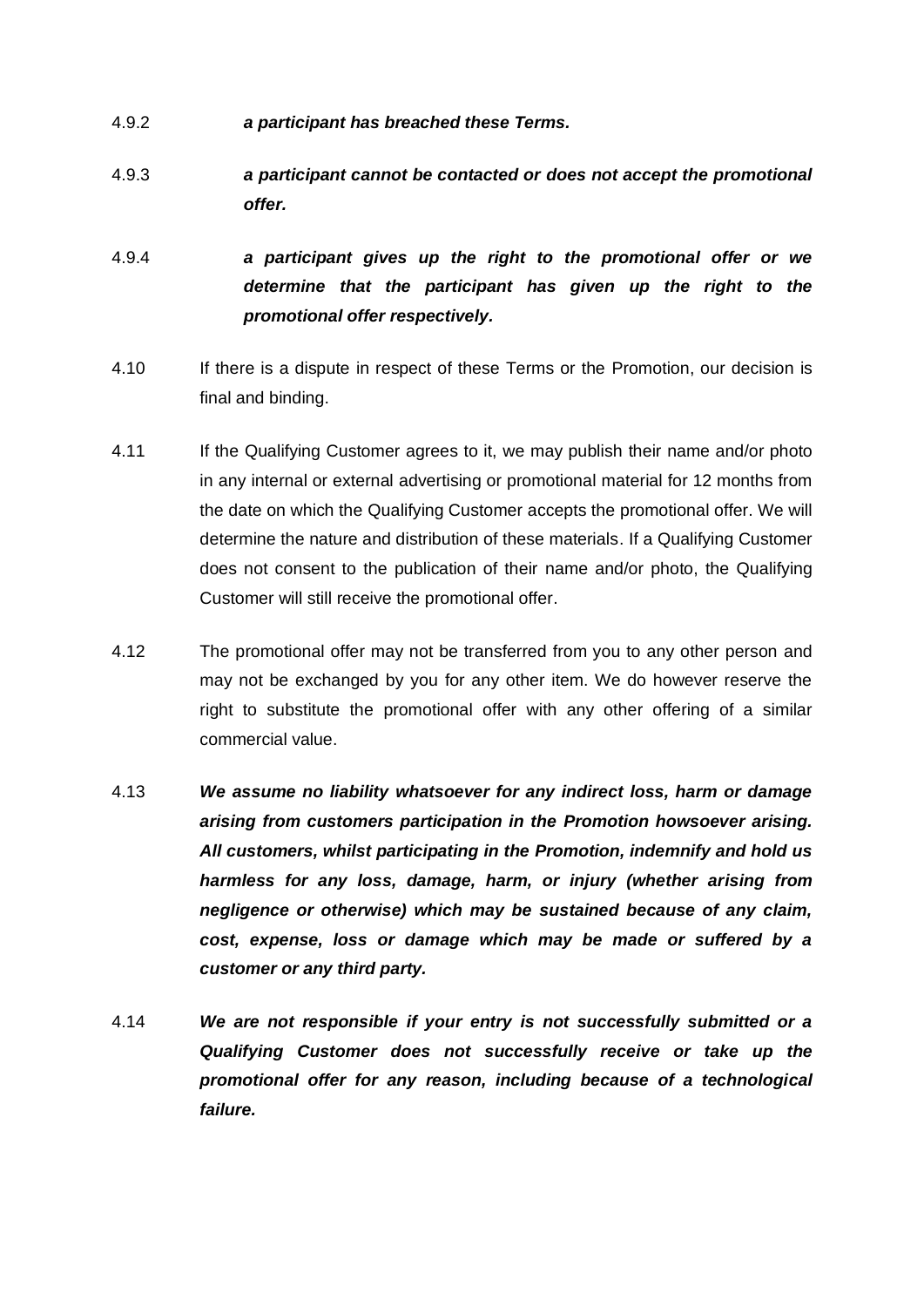4.9.2 ***a participant has breached these Terms.***

4.9.3 ***a participant cannot be contacted or does not accept the promotional offer.***

4.9.4 ***a participant gives up the right to the promotional offer or we determine that the participant has given up the right to the promotional offer respectively.***

4.10 If there is a dispute in respect of these Terms or the Promotion, our decision is final and binding.

4.11 If the Qualifying Customer agrees to it, we may publish their name and/or photo in any internal or external advertising or promotional material for 12 months from the date on which the Qualifying Customer accepts the promotional offer. We will determine the nature and distribution of these materials. If a Qualifying Customer does not consent to the publication of their name and/or photo, the Qualifying Customer will still receive the promotional offer.

4.12 The promotional offer may not be transferred from you to any other person and may not be exchanged by you for any other item. We do however reserve the right to substitute the promotional offer with any other offering of a similar commercial value.

4.13 ***We assume no liability whatsoever for any indirect loss, harm or damage arising from customers participation in the Promotion howsoever arising. All customers, whilst participating in the Promotion, indemnify and hold us harmless for any loss, damage, harm, or injury (whether arising from negligence or otherwise) which may be sustained because of any claim, cost, expense, loss or damage which may be made or suffered by a customer or any third party.***

4.14 ***We are not responsible if your entry is not successfully submitted or a Qualifying Customer does not successfully receive or take up the promotional offer for any reason, including because of a technological failure.***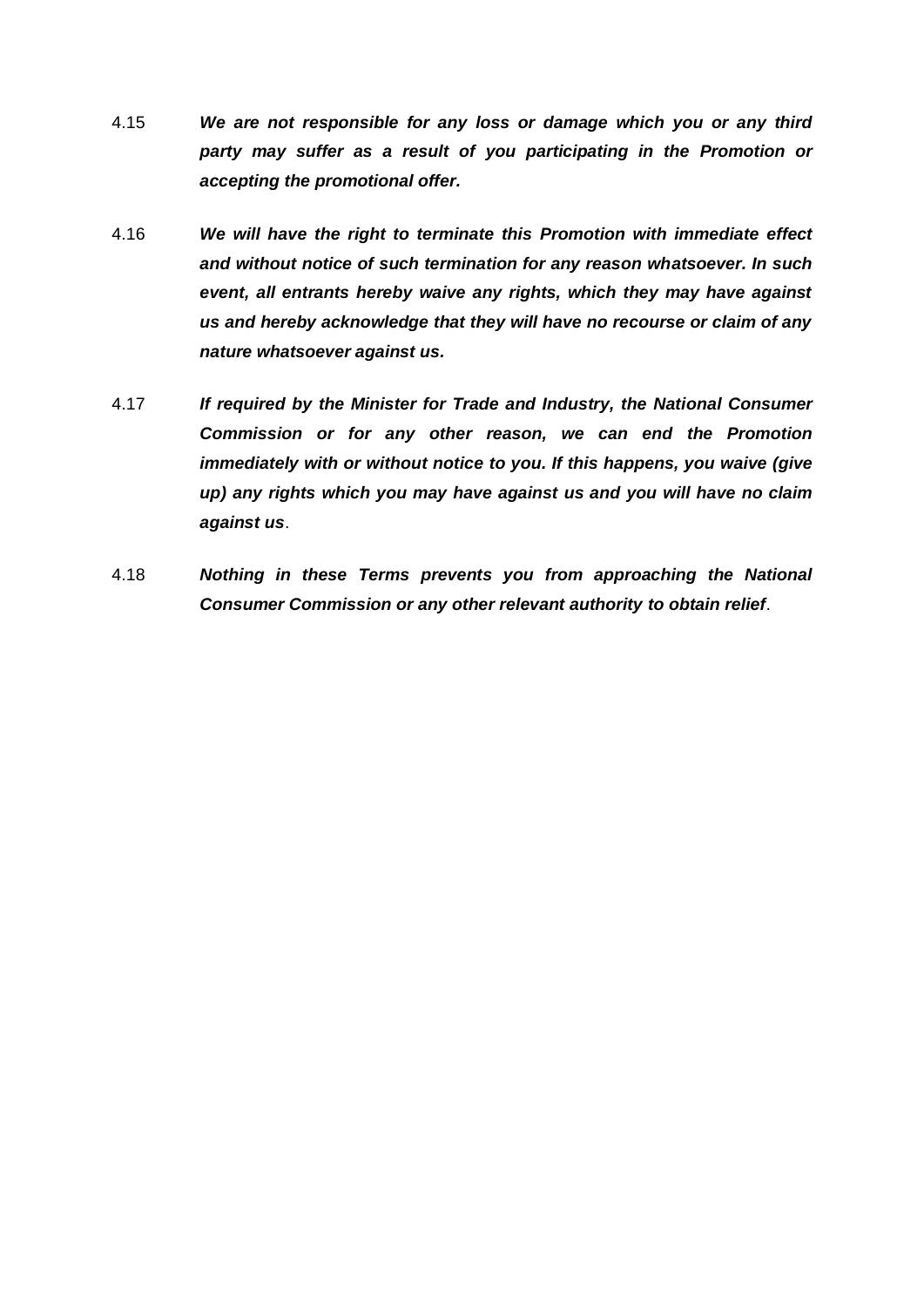4.15 ***We are not responsible for any loss or damage which you or any third party may suffer as a result of you participating in the Promotion or accepting the promotional offer.***

4.16 ***We will have the right to terminate this Promotion with immediate effect and without notice of such termination for any reason whatsoever. In such event, all entrants hereby waive any rights, which they may have against us and hereby acknowledge that they will have no recourse or claim of any nature whatsoever against us.***

4.17 ***If required by the Minister for Trade and Industry, the National Consumer Commission or for any other reason, we can end the Promotion immediately with or without notice to you. If this happens, you waive (give up) any rights which you may have against us and you will have no claim against us***.

4.18 ***Nothing in these Terms prevents you from approaching the National Consumer Commission or any other relevant authority to obtain relief***.